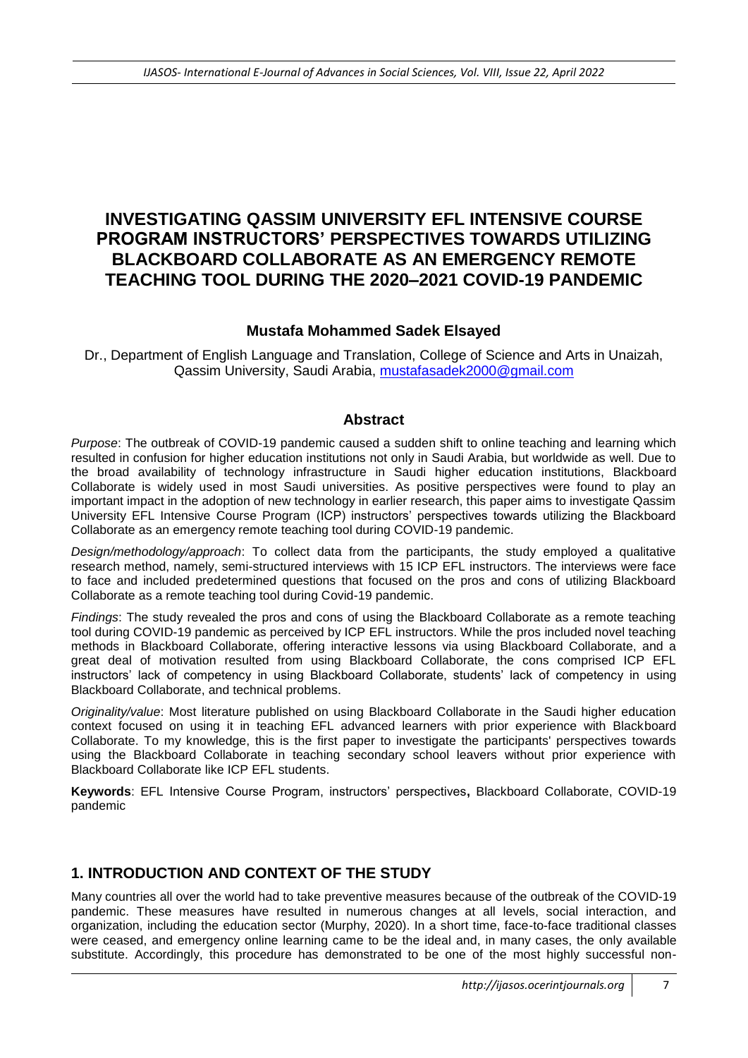# INVESTIGATING QASSIM UNIVERSITY EFL INTENSIVE COURSE PROGRAM INSTRUCTORS' PERSPECTIVES TOWARDS UTILIZING BLACKBOARD COLLABORATE AS AN EMERGENCY REMOTE TEACHING TOOL DURING THE 2020–2021 COVID-19 PANDEMIC

### Mustafa Mohammed Sadek Elsayed

Dr., Department of English Language and Translation, College of Science and Arts in Unaizah, Qassim University, Saudi Arabia, mustafasadek2000@gmail.com

## Abstract

*Purpose*: The outbreak of COVID-19 pandemic caused a sudden shift to online teaching and learning which resulted in confusion for higher education institutions not only in Saudi Arabia, but worldwide as well. Due to the broad availability of technology infrastructure in Saudi higher education institutions, Blackboard Collaborate is widely used in most Saudi universities. As positive perspectives were found to play an important impact in the adoption of new technology in earlier research, this paper aims to investigate Qassim University EFL Intensive Course Program (ICP) instructors' perspectives towards utilizing the Blackboard Collaborate as an emergency remote teaching tool during COVID-19 pandemic.

*Design/methodology/approach*: To collect data from the participants, the study employed a qualitative research method, namely, semi-structured interviews with 15 ICP EFL instructors. The interviews were face to face and included predetermined questions that focused on the pros and cons of utilizing Blackboard Collaborate as a remote teaching tool during Covid-19 pandemic.

*Findings*: The study revealed the pros and cons of using the Blackboard Collaborate as a remote teaching tool during COVID-19 pandemic as perceived by ICP EFL instructors. While the pros included novel teaching methods in Blackboard Collaborate, offering interactive lessons via using Blackboard Collaborate, and a great deal of motivation resulted from using Blackboard Collaborate, the cons comprised ICP EFL instructors' lack of competency in using Blackboard Collaborate, students' lack of competency in using Blackboard Collaborate, and technical problems.

*Originality/value*: Most literature published on using Blackboard Collaborate in the Saudi higher education context focused on using it in teaching EFL advanced learners with prior experience with Blackboard Collaborate. To my knowledge, this is the first paper to investigate the participants' perspectives towards using the Blackboard Collaborate in teaching secondary school leavers without prior experience with Blackboard Collaborate like ICP EFL students.

**Keywords**: EFL Intensive Course Program, instructors' perspectives**,** Blackboard Collaborate, COVID-19 pandemic

## 1. INTRODUCTION AND CONTEXT OF THE STUDY

Many countries all over the world had to take preventive measures because of the outbreak of the COVID-19 pandemic. These measures have resulted in numerous changes at all levels, social interaction, and organization, including the education sector (Murphy, 2020). In a short time, face-to-face traditional classes were ceased, and emergency online learning came to be the ideal and, in many cases, the only available substitute. Accordingly, this procedure has demonstrated to be one of the most highly successful non-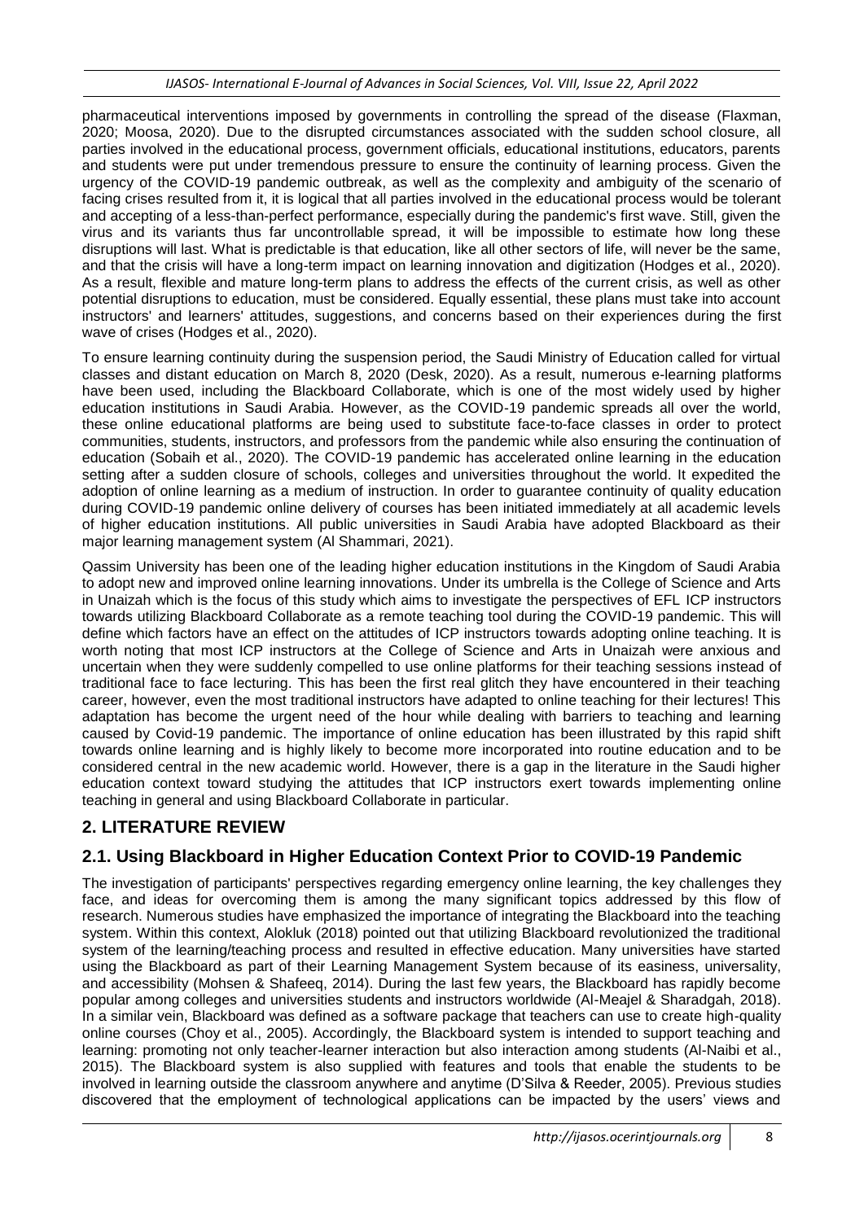pharmaceutical interventions imposed by governments in controlling the spread of the disease (Flaxman, 2020; Moosa, 2020). Due to the disrupted circumstances associated with the sudden school closure, all parties involved in the educational process, government officials, educational institutions, educators, parents and students were put under tremendous pressure to ensure the continuity of learning process. Given the urgency of the COVID-19 pandemic outbreak, as well as the complexity and ambiguity of the scenario of facing crises resulted from it, it is logical that all parties involved in the educational process would be tolerant and accepting of a less-than-perfect performance, especially during the pandemic's first wave. Still, given the virus and its variants thus far uncontrollable spread, it will be impossible to estimate how long these disruptions will last. What is predictable is that education, like all other sectors of life, will never be the same, and that the crisis will have a long-term impact on learning innovation and digitization (Hodges et al., 2020). As a result, flexible and mature long-term plans to address the effects of the current crisis, as well as other potential disruptions to education, must be considered. Equally essential, these plans must take into account instructors' and learners' attitudes, suggestions, and concerns based on their experiences during the first wave of crises (Hodges et al., 2020).

To ensure learning continuity during the suspension period, the Saudi Ministry of Education called for virtual classes and distant education on March 8, 2020 (Desk, 2020). As a result, numerous e-learning platforms have been used, including the Blackboard Collaborate, which is one of the most widely used by higher education institutions in Saudi Arabia. However, as the COVID-19 pandemic spreads all over the world, these online educational platforms are being used to substitute face-to-face classes in order to protect communities, students, instructors, and professors from the pandemic while also ensuring the continuation of education (Sobaih et al., 2020). The COVID-19 pandemic has accelerated online learning in the education setting after a sudden closure of schools, colleges and universities throughout the world. It expedited the adoption of online learning as a medium of instruction. In order to guarantee continuity of quality education during COVID-19 pandemic online delivery of courses has been initiated immediately at all academic levels of higher education institutions. All public universities in Saudi Arabia have adopted Blackboard as their major learning management system (Al Shammari, 2021).

Qassim University has been one of the leading higher education institutions in the Kingdom of Saudi Arabia to adopt new and improved online learning innovations. Under its umbrella is the College of Science and Arts in Unaizah which is the focus of this study which aims to investigate the perspectives of EFL ICP instructors towards utilizing Blackboard Collaborate as a remote teaching tool during the COVID-19 pandemic. This will define which factors have an effect on the attitudes of ICP instructors towards adopting online teaching. It is worth noting that most ICP instructors at the College of Science and Arts in Unaizah were anxious and uncertain when they were suddenly compelled to use online platforms for their teaching sessions instead of traditional face to face lecturing. This has been the first real glitch they have encountered in their teaching career, however, even the most traditional instructors have adapted to online teaching for their lectures! This adaptation has become the urgent need of the hour while dealing with barriers to teaching and learning caused by Covid-19 pandemic. The importance of online education has been illustrated by this rapid shift towards online learning and is highly likely to become more incorporated into routine education and to be considered central in the new academic world. However, there is a gap in the literature in the Saudi higher education context toward studying the attitudes that ICP instructors exert towards implementing online teaching in general and using Blackboard Collaborate in particular.

## 2. LITERATURE REVIEW

### 2.1. Using Blackboard in Higher Education Context Prior to COVID-19 Pandemic

The investigation of participants' perspectives regarding emergency online learning, the key challenges they face, and ideas for overcoming them is among the many significant topics addressed by this flow of research. Numerous studies have emphasized the importance of integrating the Blackboard into the teaching system. Within this context, Alokluk (2018) pointed out that utilizing Blackboard revolutionized the traditional system of the learning/teaching process and resulted in effective education. Many universities have started using the Blackboard as part of their Learning Management System because of its easiness, universality, and accessibility (Mohsen & Shafeeq, 2014). During the last few years, the Blackboard has rapidly become popular among colleges and universities students and instructors worldwide (Al-Meajel & Sharadgah, 2018). In a similar vein, Blackboard was defined as a software package that teachers can use to create high-quality online courses (Choy et al., 2005). Accordingly, the Blackboard system is intended to support teaching and learning: promoting not only teacher-learner interaction but also interaction among students (Al-Naibi et al., 2015). The Blackboard system is also supplied with features and tools that enable the students to be involved in learning outside the classroom anywhere and anytime (D'Silva & Reeder, 2005). Previous studies discovered that the employment of technological applications can be impacted by the users' views and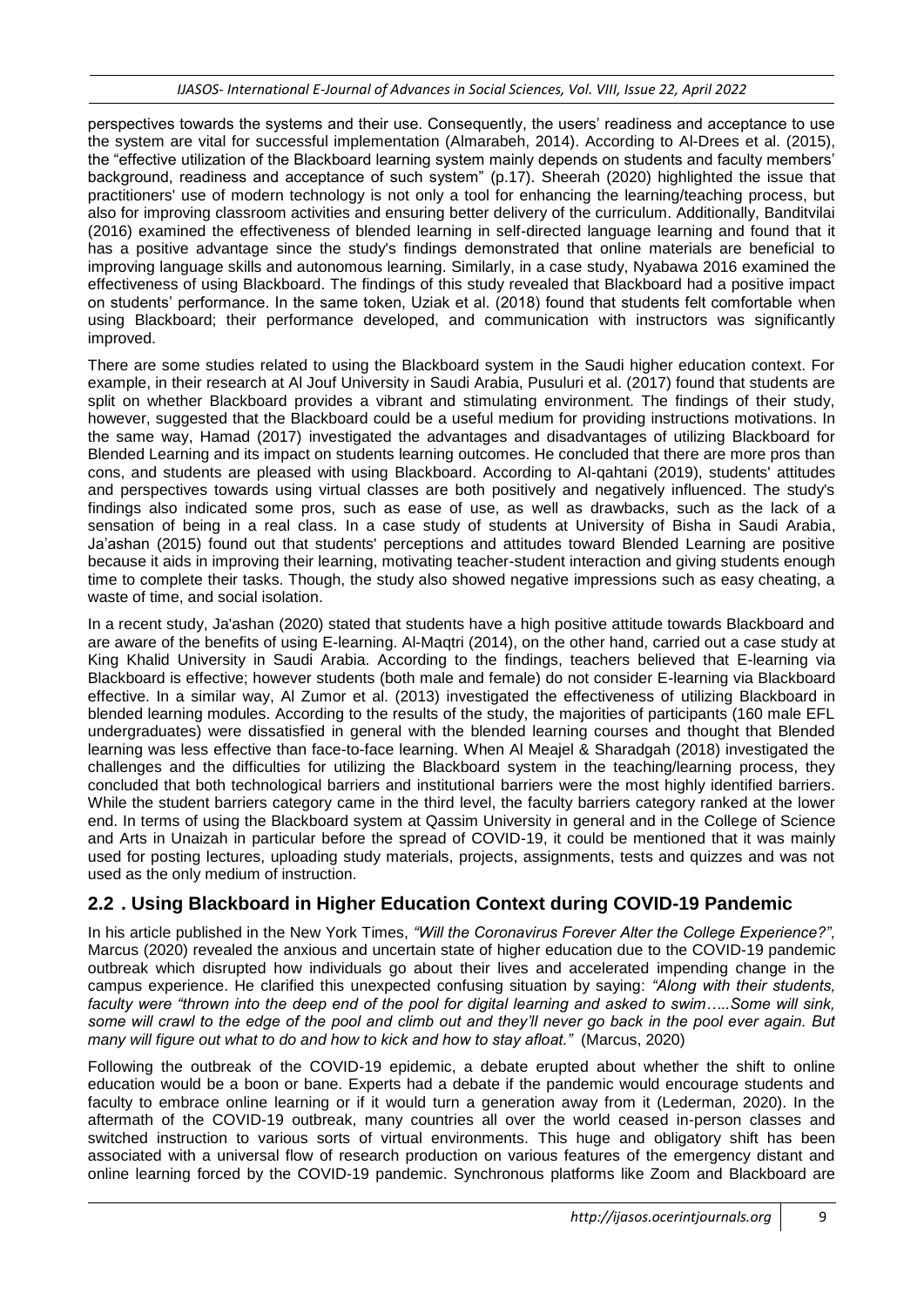perspectives towards the systems and their use. Consequently, the users' readiness and acceptance to use the system are vital for successful implementation (Almarabeh, 2014). According to Al-Drees et al. (2015), the "effective utilization of the Blackboard learning system mainly depends on students and faculty members' background, readiness and acceptance of such system" (p.17). Sheerah (2020) highlighted the issue that practitioners' use of modern technology is not only a tool for enhancing the learning/teaching process, but also for improving classroom activities and ensuring better delivery of the curriculum. Additionally, Banditvilai (2016) examined the effectiveness of blended learning in self-directed language learning and found that it has a positive advantage since the study's findings demonstrated that online materials are beneficial to improving language skills and autonomous learning. Similarly, in a case study, Nyabawa 2016 examined the effectiveness of using Blackboard. The findings of this study revealed that Blackboard had a positive impact on students' performance. In the same token, Uziak et al. (2018) found that students felt comfortable when using Blackboard; their performance developed, and communication with instructors was significantly improved.

There are some studies related to using the Blackboard system in the Saudi higher education context. For example, in their research at Al Jouf University in Saudi Arabia, Pusuluri et al. (2017) found that students are split on whether Blackboard provides a vibrant and stimulating environment. The findings of their study, however, suggested that the Blackboard could be a useful medium for providing instructions motivations. In the same way, Hamad (2017) investigated the advantages and disadvantages of utilizing Blackboard for Blended Learning and its impact on students learning outcomes. He concluded that there are more pros than cons, and students are pleased with using Blackboard. According to Al-qahtani (2019), students' attitudes and perspectives towards using virtual classes are both positively and negatively influenced. The study's findings also indicated some pros, such as ease of use, as well as drawbacks, such as the lack of a sensation of being in a real class. In a case study of students at University of Bisha in Saudi Arabia, Ja'ashan (2015) found out that students' perceptions and attitudes toward Blended Learning are positive because it aids in improving their learning, motivating teacher-student interaction and giving students enough time to complete their tasks. Though, the study also showed negative impressions such as easy cheating, a waste of time, and social isolation.

In a recent study, Ja'ashan (2020) stated that students have a high positive attitude towards Blackboard and are aware of the benefits of using E-learning. Al-Maqtri (2014), on the other hand, carried out a case study at King Khalid University in Saudi Arabia. According to the findings, teachers believed that E-learning via Blackboard is effective; however students (both male and female) do not consider E-learning via Blackboard effective. In a similar way, Al Zumor et al. (2013) investigated the effectiveness of utilizing Blackboard in blended learning modules. According to the results of the study, the majorities of participants (160 male EFL undergraduates) were dissatisfied in general with the blended learning courses and thought that Blended learning was less effective than face-to-face learning. When Al Meajel & Sharadgah (2018) investigated the challenges and the difficulties for utilizing the Blackboard system in the teaching/learning process, they concluded that both technological barriers and institutional barriers were the most highly identified barriers. While the student barriers category came in the third level, the faculty barriers category ranked at the lower end. In terms of using the Blackboard system at Qassim University in general and in the College of Science and Arts in Unaizah in particular before the spread of COVID-19, it could be mentioned that it was mainly used for posting lectures, uploading study materials, projects, assignments, tests and quizzes and was not used as the only medium of instruction.

## 2.2 . Using Blackboard in Higher Education Context during COVID-19 Pandemic

In his article published in the New York Times, *"Will the Coronavirus Forever Alter the College Experience?",* Marcus (2020) revealed the anxious and uncertain state of higher education due to the COVID-19 pandemic outbreak which disrupted how individuals go about their lives and accelerated impending change in the campus experience. He clarified this unexpected confusing situation by saying: *"Along with their students, faculty were "thrown into the deep end of the pool for digital learning and asked to swim…..Some will sink, some will crawl to the edge of the pool and climb out and they'll never go back in the pool ever again. But many will figure out what to do and how to kick and how to stay afloat."* (Marcus, 2020)

Following the outbreak of the COVID-19 epidemic, a debate erupted about whether the shift to online education would be a boon or bane. Experts had a debate if the pandemic would encourage students and faculty to embrace online learning or if it would turn a generation away from it (Lederman, 2020). In the aftermath of the COVID-19 outbreak, many countries all over the world ceased in-person classes and switched instruction to various sorts of virtual environments. This huge and obligatory shift has been associated with a universal flow of research production on various features of the emergency distant and online learning forced by the COVID-19 pandemic. Synchronous platforms like Zoom and Blackboard are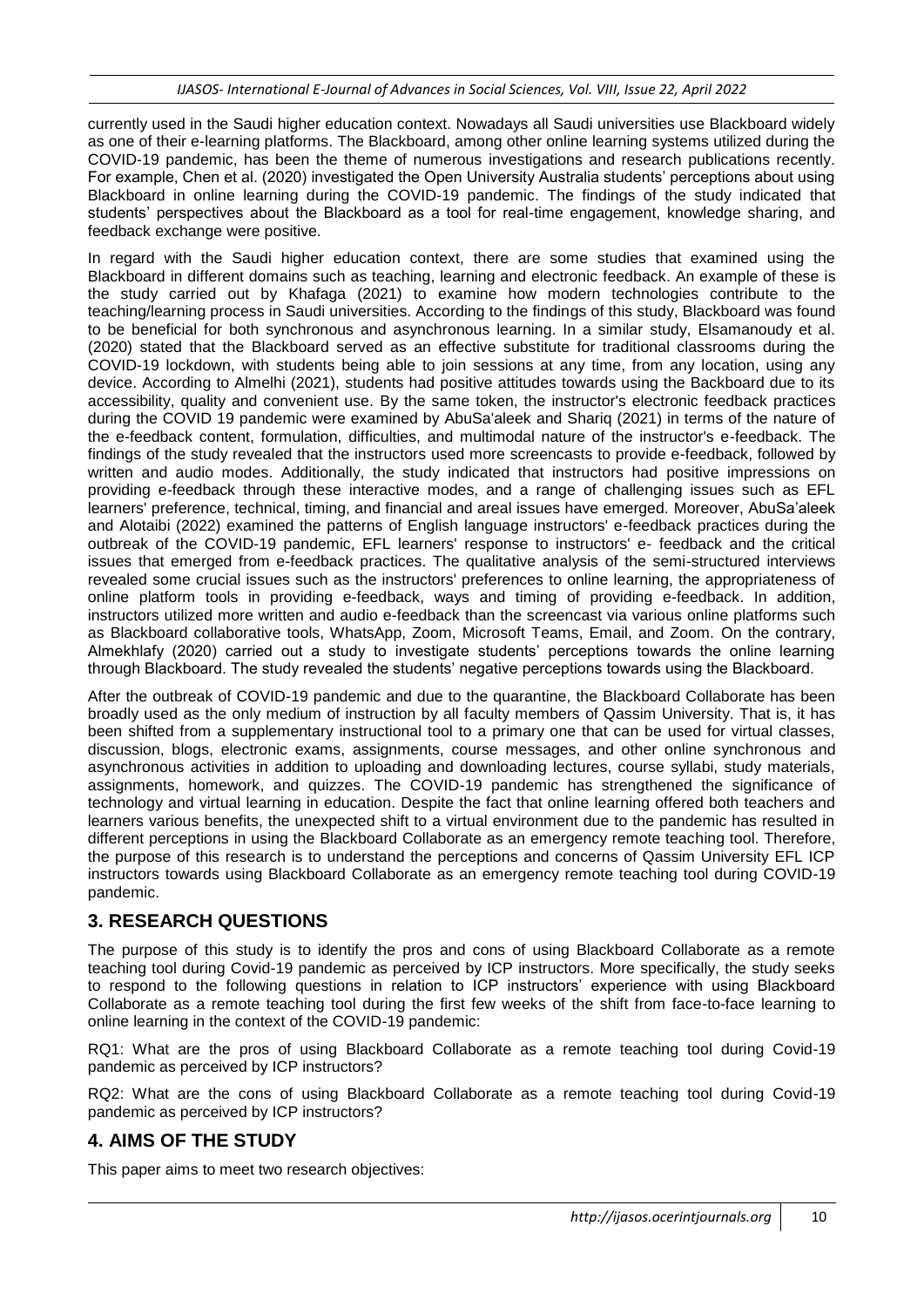currently used in the Saudi higher education context. Nowadays all Saudi universities use Blackboard widely as one of their e-learning platforms. The Blackboard, among other online learning systems utilized during the COVID-19 pandemic, has been the theme of numerous investigations and research publications recently. For example, Chen et al. (2020) investigated the Open University Australia students' perceptions about using Blackboard in online learning during the COVID-19 pandemic. The findings of the study indicated that students' perspectives about the Blackboard as a tool for real-time engagement, knowledge sharing, and feedback exchange were positive.

In regard with the Saudi higher education context, there are some studies that examined using the Blackboard in different domains such as teaching, learning and electronic feedback. An example of these is the study carried out by Khafaga (2021) to examine how modern technologies contribute to the teaching/learning process in Saudi universities. According to the findings of this study, Blackboard was found to be beneficial for both synchronous and asynchronous learning. In a similar study, Elsamanoudy et al. (2020) stated that the Blackboard served as an effective substitute for traditional classrooms during the COVID-19 lockdown, with students being able to join sessions at any time, from any location, using any device. According to Almelhi (2021), students had positive attitudes towards using the Backboard due to its accessibility, quality and convenient use. By the same token, the instructor's electronic feedback practices during the COVID 19 pandemic were examined by AbuSa'aleek and Shariq (2021) in terms of the nature of the e-feedback content, formulation, difficulties, and multimodal nature of the instructor's e-feedback. The findings of the study revealed that the instructors used more screencasts to provide e-feedback, followed by written and audio modes. Additionally, the study indicated that instructors had positive impressions on providing e-feedback through these interactive modes, and a range of challenging issues such as EFL learners' preference, technical, timing, and financial and areal issues have emerged. Moreover, AbuSa'aleek and Alotaibi (2022) examined the patterns of English language instructors' e-feedback practices during the outbreak of the COVID-19 pandemic, EFL learners' response to instructors' e- feedback and the critical issues that emerged from e-feedback practices. The qualitative analysis of the semi-structured interviews revealed some crucial issues such as the instructors' preferences to online learning, the appropriateness of online platform tools in providing e-feedback, ways and timing of providing e-feedback. In addition, instructors utilized more written and audio e-feedback than the screencast via various online platforms such as Blackboard collaborative tools, WhatsApp, Zoom, Microsoft Teams, Email, and Zoom. On the contrary, Almekhlafy (2020) carried out a study to investigate students' perceptions towards the online learning through Blackboard. The study revealed the students' negative perceptions towards using the Blackboard.

After the outbreak of COVID-19 pandemic and due to the quarantine, the Blackboard Collaborate has been broadly used as the only medium of instruction by all faculty members of Qassim University. That is, it has been shifted from a supplementary instructional tool to a primary one that can be used for virtual classes, discussion, blogs, electronic exams, assignments, course messages, and other online synchronous and asynchronous activities in addition to uploading and downloading lectures, course syllabi, study materials, assignments, homework, and quizzes. The COVID-19 pandemic has strengthened the significance of technology and virtual learning in education. Despite the fact that online learning offered both teachers and learners various benefits, the unexpected shift to a virtual environment due to the pandemic has resulted in different perceptions in using the Blackboard Collaborate as an emergency remote teaching tool. Therefore, the purpose of this research is to understand the perceptions and concerns of Qassim University EFL ICP instructors towards using Blackboard Collaborate as an emergency remote teaching tool during COVID-19 pandemic.

## 3. RESEARCH QUESTIONS

The purpose of this study is to identify the pros and cons of using Blackboard Collaborate as a remote teaching tool during Covid-19 pandemic as perceived by ICP instructors. More specifically, the study seeks to respond to the following questions in relation to ICP instructors' experience with using Blackboard Collaborate as a remote teaching tool during the first few weeks of the shift from face-to-face learning to online learning in the context of the COVID-19 pandemic:

RQ1: What are the pros of using Blackboard Collaborate as a remote teaching tool during Covid-19 pandemic as perceived by ICP instructors?

RQ2: What are the cons of using Blackboard Collaborate as a remote teaching tool during Covid-19 pandemic as perceived by ICP instructors?

## 4. AIMS OF THE STUDY

This paper aims to meet two research objectives: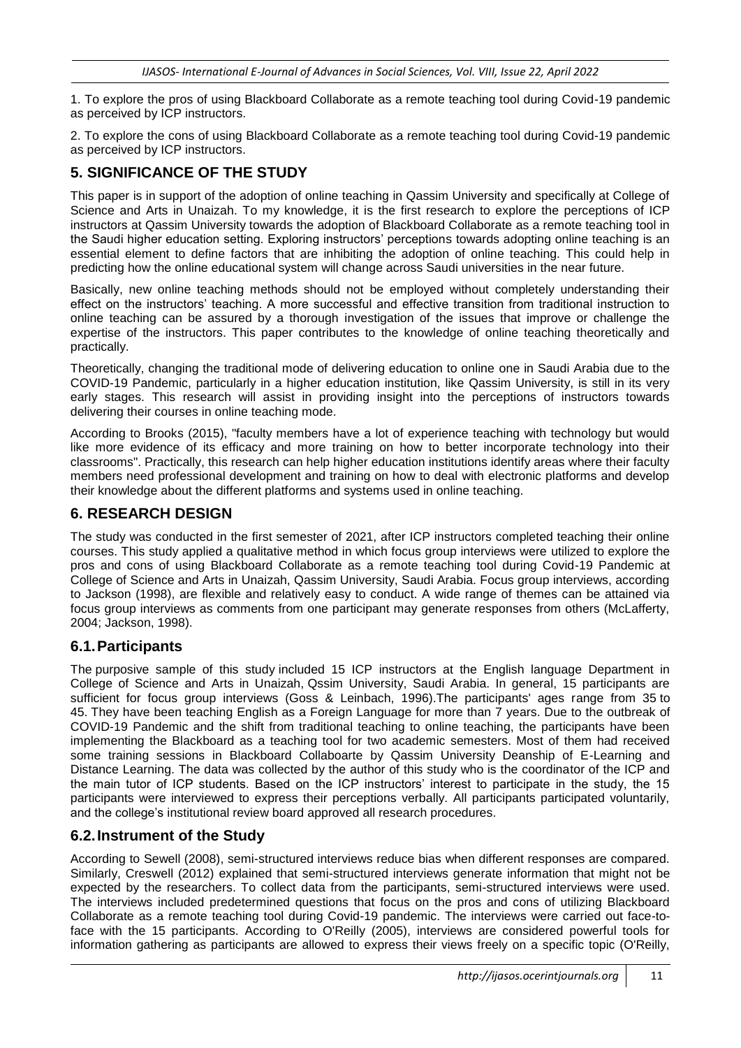1. To explore the pros of using Blackboard Collaborate as a remote teaching tool during Covid-19 pandemic as perceived by ICP instructors.

2. To explore the cons of using Blackboard Collaborate as a remote teaching tool during Covid-19 pandemic as perceived by ICP instructors.

## 5. SIGNIFICANCE OF THE STUDY

This paper is in support of the adoption of online teaching in Qassim University and specifically at College of Science and Arts in Unaizah. To my knowledge, it is the first research to explore the perceptions of ICP instructors at Qassim University towards the adoption of Blackboard Collaborate as a remote teaching tool in the Saudi higher education setting. Exploring instructors' perceptions towards adopting online teaching is an essential element to define factors that are inhibiting the adoption of online teaching. This could help in predicting how the online educational system will change across Saudi universities in the near future.

Basically, new online teaching methods should not be employed without completely understanding their effect on the instructors' teaching. A more successful and effective transition from traditional instruction to online teaching can be assured by a thorough investigation of the issues that improve or challenge the expertise of the instructors. This paper contributes to the knowledge of online teaching theoretically and practically.

Theoretically, changing the traditional mode of delivering education to online one in Saudi Arabia due to the COVID-19 Pandemic, particularly in a higher education institution, like Qassim University, is still in its very early stages. This research will assist in providing insight into the perceptions of instructors towards delivering their courses in online teaching mode.

According to Brooks (2015), "faculty members have a lot of experience teaching with technology but would like more evidence of its efficacy and more training on how to better incorporate technology into their classrooms". Practically, this research can help higher education institutions identify areas where their faculty members need professional development and training on how to deal with electronic platforms and develop their knowledge about the different platforms and systems used in online teaching.

## 6. RESEARCH DESIGN

The study was conducted in the first semester of 2021, after ICP instructors completed teaching their online courses. This study applied a qualitative method in which focus group interviews were utilized to explore the pros and cons of using Blackboard Collaborate as a remote teaching tool during Covid-19 Pandemic at College of Science and Arts in Unaizah, Qassim University, Saudi Arabia. Focus group interviews, according to Jackson (1998), are flexible and relatively easy to conduct. A wide range of themes can be attained via focus group interviews as comments from one participant may generate responses from others (McLafferty, 2004; Jackson, 1998).

### 6.1. Participants

The purposive sample of this study included 15 ICP instructors at the English language Department in College of Science and Arts in Unaizah, Qssim University, Saudi Arabia. In general, 15 participants are sufficient for focus group interviews (Goss & Leinbach, 1996).The participants' ages range from 35 to 45. They have been teaching English as a Foreign Language for more than 7 years. Due to the outbreak of COVID-19 Pandemic and the shift from traditional teaching to online teaching, the participants have been implementing the Blackboard as a teaching tool for two academic semesters. Most of them had received some training sessions in Blackboard Collaboarte by Qassim University Deanship of E-Learning and Distance Learning. The data was collected by the author of this study who is the coordinator of the ICP and the main tutor of ICP students. Based on the ICP instructors' interest to participate in the study, the 15 participants were interviewed to express their perceptions verbally. All participants participated voluntarily, and the college's institutional review board approved all research procedures.

### 6.2. Instrument of the Study

According to Sewell (2008), semi-structured interviews reduce bias when different responses are compared. Similarly, Creswell (2012) explained that semi-structured interviews generate information that might not be expected by the researchers. To collect data from the participants, semi-structured interviews were used. The interviews included predetermined questions that focus on the pros and cons of utilizing Blackboard Collaborate as a remote teaching tool during Covid-19 pandemic. The interviews were carried out face-to-face with the 15 participants. According to O'Reilly (2005), interviews are considered powerful tools for information gathering as participants are allowed to express their views freely on a specific topic (O'Reilly,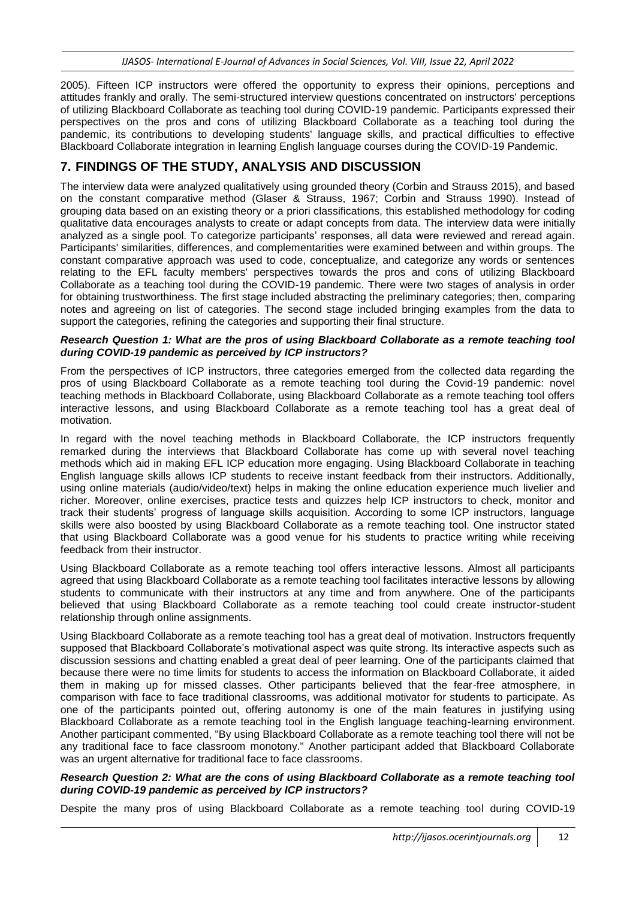2005). Fifteen ICP instructors were offered the opportunity to express their opinions, perceptions and attitudes frankly and orally. The semi-structured interview questions concentrated on instructors' perceptions of utilizing Blackboard Collaborate as teaching tool during COVID-19 pandemic. Participants expressed their perspectives on the pros and cons of utilizing Blackboard Collaborate as a teaching tool during the pandemic, its contributions to developing students' language skills, and practical difficulties to effective Blackboard Collaborate integration in learning English language courses during the COVID-19 Pandemic.

## 7. FINDINGS OF THE STUDY, ANALYSIS AND DISCUSSION

The interview data were analyzed qualitatively using grounded theory (Corbin and Strauss 2015), and based on the constant comparative method (Glaser & Strauss, 1967; Corbin and Strauss 1990). Instead of grouping data based on an existing theory or a priori classifications, this established methodology for coding qualitative data encourages analysts to create or adapt concepts from data. The interview data were initially analyzed as a single pool. To categorize participants' responses, all data were reviewed and reread again. Participants' similarities, differences, and complementarities were examined between and within groups. The constant comparative approach was used to code, conceptualize, and categorize any words or sentences relating to the EFL faculty members' perspectives towards the pros and cons of utilizing Blackboard Collaborate as a teaching tool during the COVID-19 pandemic. There were two stages of analysis in order for obtaining trustworthiness. The first stage included abstracting the preliminary categories; then, comparing notes and agreeing on list of categories. The second stage included bringing examples from the data to support the categories, refining the categories and supporting their final structure.

***Research Question 1: What are the pros of using Blackboard Collaborate as a remote teaching tool during COVID-19 pandemic as perceived by ICP instructors?***

From the perspectives of ICP instructors, three categories emerged from the collected data regarding the pros of using Blackboard Collaborate as a remote teaching tool during the Covid-19 pandemic: novel teaching methods in Blackboard Collaborate, using Blackboard Collaborate as a remote teaching tool offers interactive lessons, and using Blackboard Collaborate as a remote teaching tool has a great deal of motivation.

In regard with the novel teaching methods in Blackboard Collaborate, the ICP instructors frequently remarked during the interviews that Blackboard Collaborate has come up with several novel teaching methods which aid in making EFL ICP education more engaging. Using Blackboard Collaborate in teaching English language skills allows ICP students to receive instant feedback from their instructors. Additionally, using online materials (audio/video/text) helps in making the online education experience much livelier and richer. Moreover, online exercises, practice tests and quizzes help ICP instructors to check, monitor and track their students' progress of language skills acquisition. According to some ICP instructors, language skills were also boosted by using Blackboard Collaborate as a remote teaching tool. One instructor stated that using Blackboard Collaborate was a good venue for his students to practice writing while receiving feedback from their instructor.

Using Blackboard Collaborate as a remote teaching tool offers interactive lessons. Almost all participants agreed that using Blackboard Collaborate as a remote teaching tool facilitates interactive lessons by allowing students to communicate with their instructors at any time and from anywhere. One of the participants believed that using Blackboard Collaborate as a remote teaching tool could create instructor-student relationship through online assignments.

Using Blackboard Collaborate as a remote teaching tool has a great deal of motivation. Instructors frequently supposed that Blackboard Collaborate's motivational aspect was quite strong. Its interactive aspects such as discussion sessions and chatting enabled a great deal of peer learning. One of the participants claimed that because there were no time limits for students to access the information on Blackboard Collaborate, it aided them in making up for missed classes. Other participants believed that the fear-free atmosphere, in comparison with face to face traditional classrooms, was additional motivator for students to participate. As one of the participants pointed out, offering autonomy is one of the main features in justifying using Blackboard Collaborate as a remote teaching tool in the English language teaching-learning environment. Another participant commented, "By using Blackboard Collaborate as a remote teaching tool there will not be any traditional face to face classroom monotony." Another participant added that Blackboard Collaborate was an urgent alternative for traditional face to face classrooms.

***Research Question 2: What are the cons of using Blackboard Collaborate as a remote teaching tool during COVID-19 pandemic as perceived by ICP instructors?***

Despite the many pros of using Blackboard Collaborate as a remote teaching tool during COVID-19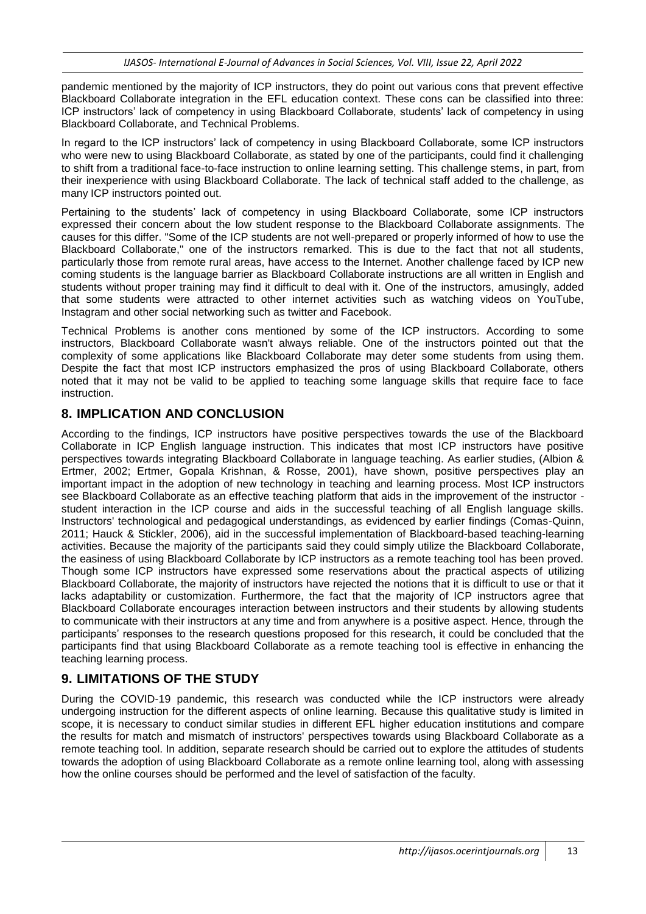pandemic mentioned by the majority of ICP instructors, they do point out various cons that prevent effective Blackboard Collaborate integration in the EFL education context. These cons can be classified into three: ICP instructors' lack of competency in using Blackboard Collaborate, students' lack of competency in using Blackboard Collaborate, and Technical Problems.

In regard to the ICP instructors' lack of competency in using Blackboard Collaborate, some ICP instructors who were new to using Blackboard Collaborate, as stated by one of the participants, could find it challenging to shift from a traditional face-to-face instruction to online learning setting. This challenge stems, in part, from their inexperience with using Blackboard Collaborate. The lack of technical staff added to the challenge, as many ICP instructors pointed out.

Pertaining to the students' lack of competency in using Blackboard Collaborate, some ICP instructors expressed their concern about the low student response to the Blackboard Collaborate assignments. The causes for this differ. "Some of the ICP students are not well-prepared or properly informed of how to use the Blackboard Collaborate," one of the instructors remarked. This is due to the fact that not all students, particularly those from remote rural areas, have access to the Internet. Another challenge faced by ICP new coming students is the language barrier as Blackboard Collaborate instructions are all written in English and students without proper training may find it difficult to deal with it. One of the instructors, amusingly, added that some students were attracted to other internet activities such as watching videos on YouTube, Instagram and other social networking such as twitter and Facebook.

Technical Problems is another cons mentioned by some of the ICP instructors. According to some instructors, Blackboard Collaborate wasn't always reliable. One of the instructors pointed out that the complexity of some applications like Blackboard Collaborate may deter some students from using them. Despite the fact that most ICP instructors emphasized the pros of using Blackboard Collaborate, others noted that it may not be valid to be applied to teaching some language skills that require face to face instruction.

## 8. IMPLICATION AND CONCLUSION

According to the findings, ICP instructors have positive perspectives towards the use of the Blackboard Collaborate in ICP English language instruction. This indicates that most ICP instructors have positive perspectives towards integrating Blackboard Collaborate in language teaching. As earlier studies, (Albion & Ertmer, 2002; Ertmer, Gopala Krishnan, & Rosse, 2001), have shown, positive perspectives play an important impact in the adoption of new technology in teaching and learning process. Most ICP instructors see Blackboard Collaborate as an effective teaching platform that aids in the improvement of the instructor - student interaction in the ICP course and aids in the successful teaching of all English language skills. Instructors' technological and pedagogical understandings, as evidenced by earlier findings (Comas-Quinn, 2011; Hauck & Stickler, 2006), aid in the successful implementation of Blackboard-based teaching-learning activities. Because the majority of the participants said they could simply utilize the Blackboard Collaborate, the easiness of using Blackboard Collaborate by ICP instructors as a remote teaching tool has been proved. Though some ICP instructors have expressed some reservations about the practical aspects of utilizing Blackboard Collaborate, the majority of instructors have rejected the notions that it is difficult to use or that it lacks adaptability or customization. Furthermore, the fact that the majority of ICP instructors agree that Blackboard Collaborate encourages interaction between instructors and their students by allowing students to communicate with their instructors at any time and from anywhere is a positive aspect. Hence, through the participants' responses to the research questions proposed for this research, it could be concluded that the participants find that using Blackboard Collaborate as a remote teaching tool is effective in enhancing the teaching learning process.

## 9. LIMITATIONS OF THE STUDY

During the COVID-19 pandemic, this research was conducted while the ICP instructors were already undergoing instruction for the different aspects of online learning. Because this qualitative study is limited in scope, it is necessary to conduct similar studies in different EFL higher education institutions and compare the results for match and mismatch of instructors' perspectives towards using Blackboard Collaborate as a remote teaching tool. In addition, separate research should be carried out to explore the attitudes of students towards the adoption of using Blackboard Collaborate as a remote online learning tool, along with assessing how the online courses should be performed and the level of satisfaction of the faculty.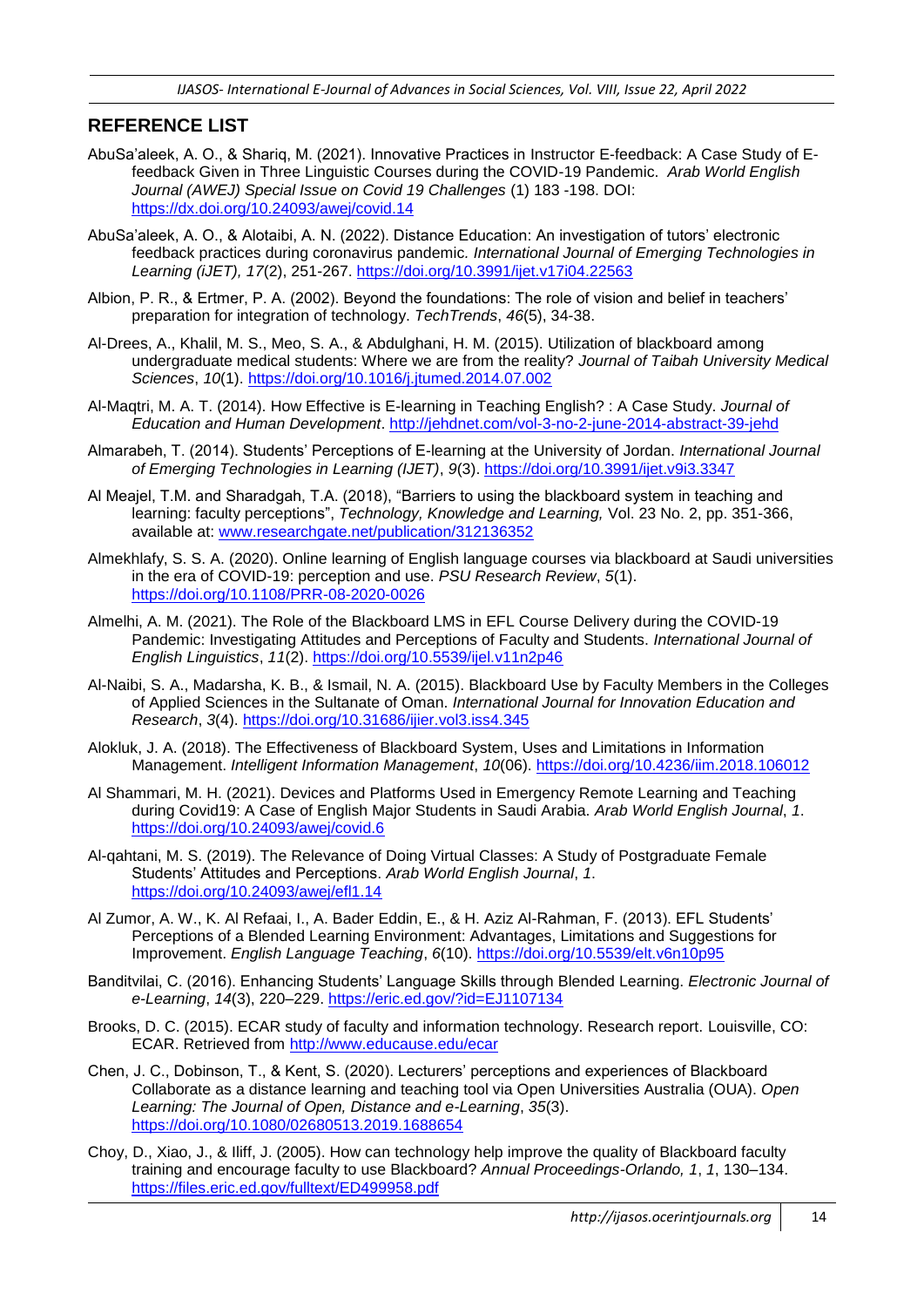## REFERENCE LIST

AbuSa'aleek, A. O., & Shariq, M. (2021). Innovative Practices in Instructor E-feedback: A Case Study of E-feedback Given in Three Linguistic Courses during the COVID-19 Pandemic. *Arab World English Journal (AWEJ) Special Issue on Covid 19 Challenges* (1) 183 -198. DOI: https://dx.doi.org/10.24093/awej/covid.14

AbuSa'aleek, A. O., & Alotaibi, A. N. (2022). Distance Education: An investigation of tutors' electronic feedback practices during coronavirus pandemic. *International Journal of Emerging Technologies in Learning (iJET), 17*(2), 251-267. https://doi.org/10.3991/ijet.v17i04.22563

Albion, P. R., & Ertmer, P. A. (2002). Beyond the foundations: The role of vision and belief in teachers' preparation for integration of technology. *TechTrends*, *46*(5), 34-38.

Al-Drees, A., Khalil, M. S., Meo, S. A., & Abdulghani, H. M. (2015). Utilization of blackboard among undergraduate medical students: Where we are from the reality? *Journal of Taibah University Medical Sciences*, *10*(1). https://doi.org/10.1016/j.jtumed.2014.07.002

Al-Maqtri, M. A. T. (2014). How Effective is E-learning in Teaching English? : A Case Study. *Journal of Education and Human Development*. http://jehdnet.com/vol-3-no-2-june-2014-abstract-39-jehd

Almarabeh, T. (2014). Students' Perceptions of E-learning at the University of Jordan. *International Journal of Emerging Technologies in Learning (IJET)*, *9*(3). https://doi.org/10.3991/ijet.v9i3.3347

Al Meajel, T.M. and Sharadgah, T.A. (2018), "Barriers to using the blackboard system in teaching and learning: faculty perceptions", *Technology, Knowledge and Learning,* Vol. 23 No. 2, pp. 351-366, available at: www.researchgate.net/publication/312136352

Almekhlafy, S. S. A. (2020). Online learning of English language courses via blackboard at Saudi universities in the era of COVID-19: perception and use. *PSU Research Review*, *5*(1). https://doi.org/10.1108/PRR-08-2020-0026

Almelhi, A. M. (2021). The Role of the Blackboard LMS in EFL Course Delivery during the COVID-19 Pandemic: Investigating Attitudes and Perceptions of Faculty and Students. *International Journal of English Linguistics*, *11*(2). https://doi.org/10.5539/ijel.v11n2p46

Al-Naibi, S. A., Madarsha, K. B., & Ismail, N. A. (2015). Blackboard Use by Faculty Members in the Colleges of Applied Sciences in the Sultanate of Oman. *International Journal for Innovation Education and Research*, *3*(4). https://doi.org/10.31686/ijier.vol3.iss4.345

Alokluk, J. A. (2018). The Effectiveness of Blackboard System, Uses and Limitations in Information Management. *Intelligent Information Management*, *10*(06). https://doi.org/10.4236/iim.2018.106012

Al Shammari, M. H. (2021). Devices and Platforms Used in Emergency Remote Learning and Teaching during Covid19: A Case of English Major Students in Saudi Arabia. *Arab World English Journal*, *1*. https://doi.org/10.24093/awej/covid.6

Al-qahtani, M. S. (2019). The Relevance of Doing Virtual Classes: A Study of Postgraduate Female Students' Attitudes and Perceptions. *Arab World English Journal*, *1*. https://doi.org/10.24093/awej/efl1.14

Al Zumor, A. W., K. Al Refaai, I., A. Bader Eddin, E., & H. Aziz Al-Rahman, F. (2013). EFL Students' Perceptions of a Blended Learning Environment: Advantages, Limitations and Suggestions for Improvement. *English Language Teaching*, *6*(10). https://doi.org/10.5539/elt.v6n10p95

Banditvilai, C. (2016). Enhancing Students' Language Skills through Blended Learning. *Electronic Journal of e-Learning*, *14*(3), 220–229. https://eric.ed.gov/?id=EJ1107134

Brooks, D. C. (2015). ECAR study of faculty and information technology. Research report. Louisville, CO: ECAR. Retrieved from http://www.educause.edu/ecar

Chen, J. C., Dobinson, T., & Kent, S. (2020). Lecturers' perceptions and experiences of Blackboard Collaborate as a distance learning and teaching tool via Open Universities Australia (OUA). *Open Learning: The Journal of Open, Distance and e-Learning*, *35*(3). https://doi.org/10.1080/02680513.2019.1688654

Choy, D., Xiao, J., & Iliff, J. (2005). How can technology help improve the quality of Blackboard faculty training and encourage faculty to use Blackboard? *Annual Proceedings-Orlando, 1*, *1*, 130–134. https://files.eric.ed.gov/fulltext/ED499958.pdf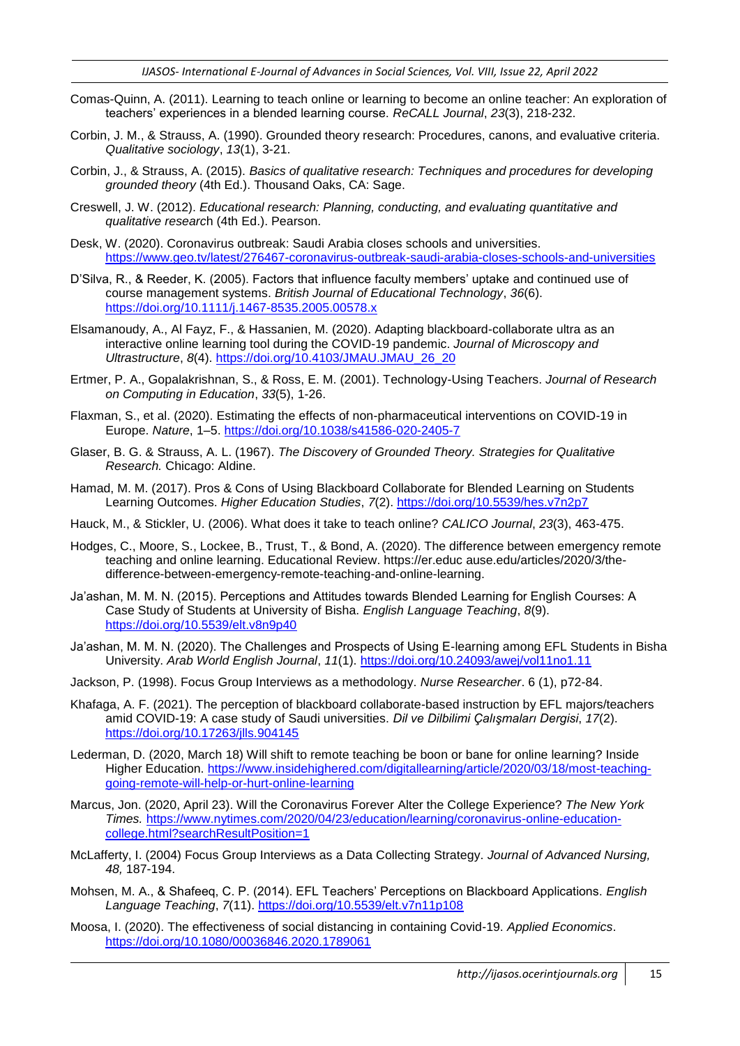Comas-Quinn, A. (2011). Learning to teach online or learning to become an online teacher: An exploration of teachers' experiences in a blended learning course. *ReCALL Journal*, *23*(3), 218-232.

Corbin, J. M., & Strauss, A. (1990). Grounded theory research: Procedures, canons, and evaluative criteria. *Qualitative sociology*, *13*(1), 3-21.

Corbin, J., & Strauss, A. (2015). *Basics of qualitative research: Techniques and procedures for developing grounded theory* (4th Ed.). Thousand Oaks, CA: Sage.

Creswell, J. W. (2012). *Educational research: Planning, conducting, and evaluating quantitative and qualitative research* (4th Ed.). Pearson.

Desk, W. (2020). Coronavirus outbreak: Saudi Arabia closes schools and universities. https://www.geo.tv/latest/276467-coronavirus-outbreak-saudi-arabia-closes-schools-and-universities

D'Silva, R., & Reeder, K. (2005). Factors that influence faculty members' uptake and continued use of course management systems. *British Journal of Educational Technology*, *36*(6). https://doi.org/10.1111/j.1467-8535.2005.00578.x

Elsamanoudy, A., Al Fayz, F., & Hassanien, M. (2020). Adapting blackboard-collaborate ultra as an interactive online learning tool during the COVID-19 pandemic. *Journal of Microscopy and Ultrastructure*, *8*(4). https://doi.org/10.4103/JMAU.JMAU_26_20

Ertmer, P. A., Gopalakrishnan, S., & Ross, E. M. (2001). Technology-Using Teachers. *Journal of Research on Computing in Education*, *33*(5), 1-26.

Flaxman, S., et al. (2020). Estimating the effects of non-pharmaceutical interventions on COVID-19 in Europe. *Nature*, 1–5. https://doi.org/10.1038/s41586-020-2405-7

Glaser, B. G. & Strauss, A. L. (1967). *The Discovery of Grounded Theory. Strategies for Qualitative Research.* Chicago: Aldine.

Hamad, M. M. (2017). Pros & Cons of Using Blackboard Collaborate for Blended Learning on Students Learning Outcomes. *Higher Education Studies*, *7*(2). https://doi.org/10.5539/hes.v7n2p7

Hauck, M., & Stickler, U. (2006). What does it take to teach online? *CALICO Journal*, *23*(3), 463-475.

Hodges, C., Moore, S., Lockee, B., Trust, T., & Bond, A. (2020). The difference between emergency remote teaching and online learning. Educational Review. https://er.educ ause.edu/articles/2020/3/the-difference-between-emergency-remote-teaching-and-online-learning.

Ja'ashan, M. M. N. (2015). Perceptions and Attitudes towards Blended Learning for English Courses: A Case Study of Students at University of Bisha. *English Language Teaching*, *8*(9). https://doi.org/10.5539/elt.v8n9p40

Ja'ashan, M. M. N. (2020). The Challenges and Prospects of Using E-learning among EFL Students in Bisha University. *Arab World English Journal*, *11*(1). https://doi.org/10.24093/awej/vol11no1.11

Jackson, P. (1998). Focus Group Interviews as a methodology. *Nurse Researcher*. 6 (1), p72-84.

Khafaga, A. F. (2021). The perception of blackboard collaborate-based instruction by EFL majors/teachers amid COVID-19: A case study of Saudi universities. *Dil ve Dilbilimi Çalışmaları Dergisi*, *17*(2). https://doi.org/10.17263/jlls.904145

Lederman, D. (2020, March 18) Will shift to remote teaching be boon or bane for online learning? Inside Higher Education. https://www.insidehighered.com/digitallearning/article/2020/03/18/most-teaching-going-remote-will-help-or-hurt-online-learning

Marcus, Jon. (2020, April 23). Will the Coronavirus Forever Alter the College Experience? *The New York Times.* https://www.nytimes.com/2020/04/23/education/learning/coronavirus-online-education-college.html?searchResultPosition=1

McLafferty, I. (2004) Focus Group Interviews as a Data Collecting Strategy. *Journal of Advanced Nursing, 48,* 187-194.

Mohsen, M. A., & Shafeeq, C. P. (2014). EFL Teachers' Perceptions on Blackboard Applications. *English Language Teaching*, *7*(11). https://doi.org/10.5539/elt.v7n11p108

Moosa, I. (2020). The effectiveness of social distancing in containing Covid-19. *Applied Economics*. https://doi.org/10.1080/00036846.2020.1789061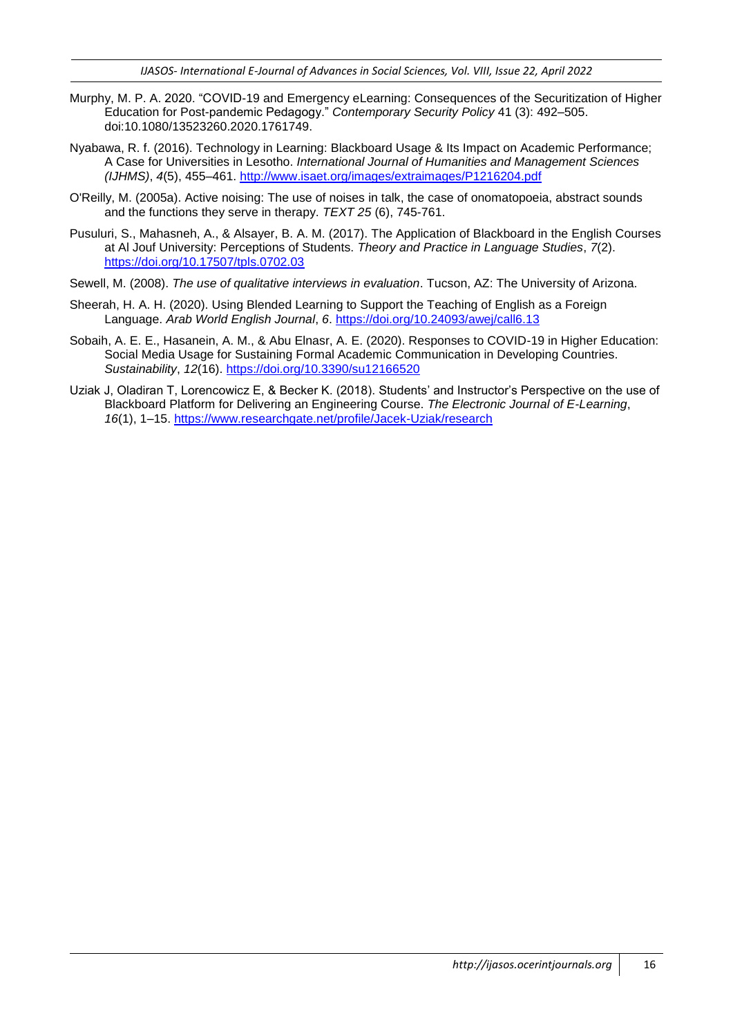Murphy, M. P. A. 2020. “COVID-19 and Emergency eLearning: Consequences of the Securitization of Higher Education for Post-pandemic Pedagogy.” *Contemporary Security Policy* 41 (3): 492–505. doi:10.1080/13523260.2020.1761749.

Nyabawa, R. f. (2016). Technology in Learning: Blackboard Usage & Its Impact on Academic Performance; A Case for Universities in Lesotho. *International Journal of Humanities and Management Sciences (IJHMS)*, *4*(5), 455–461. http://www.isaet.org/images/extraimages/P1216204.pdf

O'Reilly, M. (2005a). Active noising: The use of noises in talk, the case of onomatopoeia, abstract sounds and the functions they serve in therapy. *TEXT 25* (6), 745-761.

Pusuluri, S., Mahasneh, A., & Alsayer, B. A. M. (2017). The Application of Blackboard in the English Courses at Al Jouf University: Perceptions of Students. *Theory and Practice in Language Studies*, *7*(2). https://doi.org/10.17507/tpls.0702.03

Sewell, M. (2008). *The use of qualitative interviews in evaluation*. Tucson, AZ: The University of Arizona.

Sheerah, H. A. H. (2020). Using Blended Learning to Support the Teaching of English as a Foreign Language. *Arab World English Journal*, *6*. https://doi.org/10.24093/awej/call6.13

Sobaih, A. E. E., Hasanein, A. M., & Abu Elnasr, A. E. (2020). Responses to COVID-19 in Higher Education: Social Media Usage for Sustaining Formal Academic Communication in Developing Countries. *Sustainability*, *12*(16). https://doi.org/10.3390/su12166520

Uziak J, Oladiran T, Lorencowicz E, & Becker K. (2018). Students' and Instructor's Perspective on the use of Blackboard Platform for Delivering an Engineering Course. *The Electronic Journal of E-Learning*, *16*(1), 1–15. https://www.researchgate.net/profile/Jacek-Uziak/research